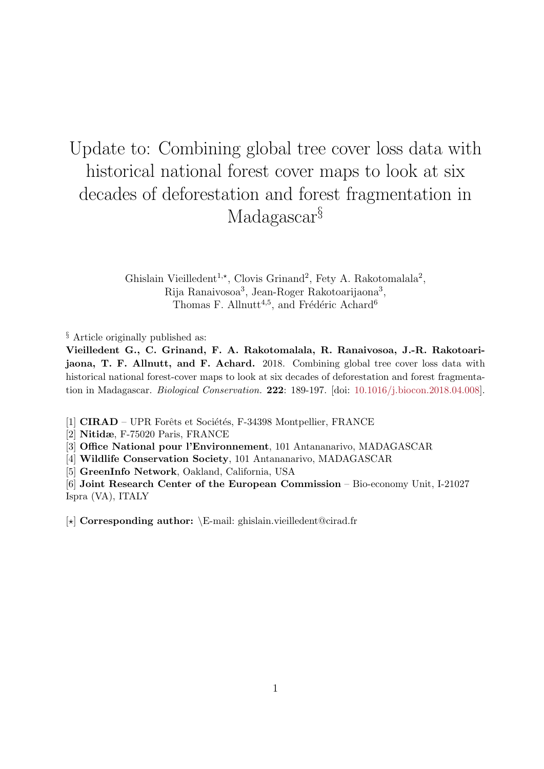# Update to: Combining global tree cover loss data with historical national forest cover maps to look at six decades of deforestation and forest fragmentation in Madagascar[§]

Ghislain Vieilledent[1,⋆], Clovis Grinand[2], Fety A. Rakotomalala[2], Rija Ranaivosoa[3], Jean-Roger Rakotoarijaona[3], Thomas F. Allnutt[4,5], and Frédéric Achard[6]

[§] Article originally published as:
**Vieilledent G., C. Grinand, F. A. Rakotomalala, R. Ranaivosoa, J.-R. Rakotoarijaona, T. F. Allnutt, and F. Achard.** 2018. Combining global tree cover loss data with historical national forest-cover maps to look at six decades of deforestation and forest fragmentation in Madagascar. *Biological Conservation.* **222**: 189-197. [doi: 10.1016/j.biocon.2018.04.008].

[1] **CIRAD** – UPR Forêts et Sociétés, F-34398 Montpellier, FRANCE
[2] **Nitidæ**, F-75020 Paris, FRANCE
[3] **Office National pour l'Environnement**, 101 Antananarivo, MADAGASCAR
[4] **Wildlife Conservation Society**, 101 Antananarivo, MADAGASCAR
[5] **GreenInfo Network**, Oakland, California, USA
[6] **Joint Research Center of the European Commission** – Bio-economy Unit, I-21027 Ispra (VA), ITALY

[⋆] **Corresponding author:** \E-mail: ghislain.vieilledent@cirad.fr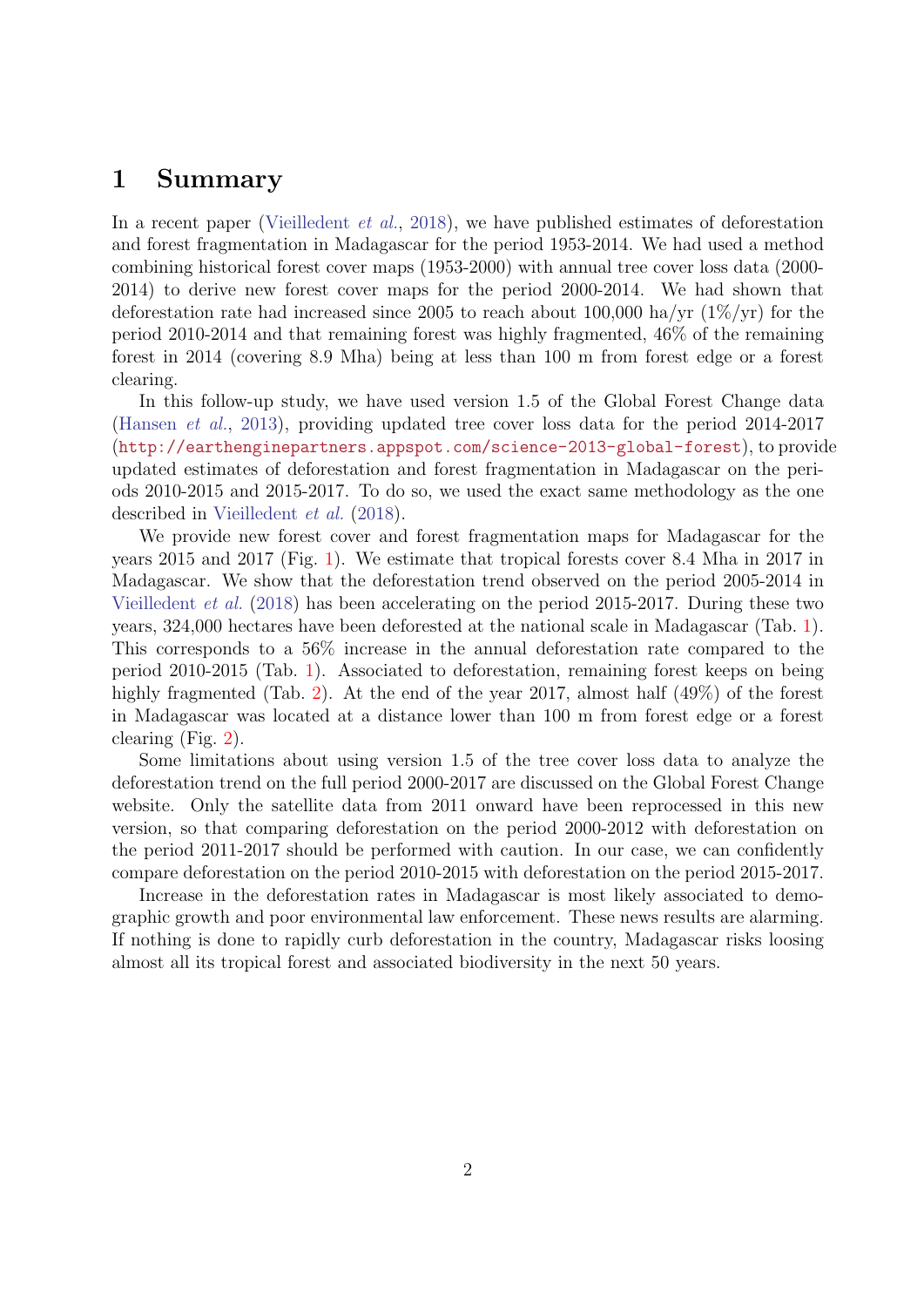# 1 Summary

In a recent paper (Vieilledent *et al.*, 2018), we have published estimates of deforestation and forest fragmentation in Madagascar for the period 1953-2014. We had used a method combining historical forest cover maps (1953-2000) with annual tree cover loss data (2000-2014) to derive new forest cover maps for the period 2000-2014. We had shown that deforestation rate had increased since 2005 to reach about 100,000 ha/yr (1%/yr) for the period 2010-2014 and that remaining forest was highly fragmented, 46% of the remaining forest in 2014 (covering 8.9 Mha) being at less than 100 m from forest edge or a forest clearing.

In this follow-up study, we have used version 1.5 of the Global Forest Change data (Hansen *et al.*, 2013), providing updated tree cover loss data for the period 2014-2017 (`http://earthenginepartners.appspot.com/science-2013-global-forest`), to provide updated estimates of deforestation and forest fragmentation in Madagascar on the periods 2010-2015 and 2015-2017. To do so, we used the exact same methodology as the one described in Vieilledent *et al.* (2018).

We provide new forest cover and forest fragmentation maps for Madagascar for the years 2015 and 2017 (Fig. 1). We estimate that tropical forests cover 8.4 Mha in 2017 in Madagascar. We show that the deforestation trend observed on the period 2005-2014 in Vieilledent *et al.* (2018) has been accelerating on the period 2015-2017. During these two years, 324,000 hectares have been deforested at the national scale in Madagascar (Tab. 1). This corresponds to a 56% increase in the annual deforestation rate compared to the period 2010-2015 (Tab. 1). Associated to deforestation, remaining forest keeps on being highly fragmented (Tab. 2). At the end of the year 2017, almost half (49%) of the forest in Madagascar was located at a distance lower than 100 m from forest edge or a forest clearing (Fig. 2).

Some limitations about using version 1.5 of the tree cover loss data to analyze the deforestation trend on the full period 2000-2017 are discussed on the Global Forest Change website. Only the satellite data from 2011 onward have been reprocessed in this new version, so that comparing deforestation on the period 2000-2012 with deforestation on the period 2011-2017 should be performed with caution. In our case, we can confidently compare deforestation on the period 2010-2015 with deforestation on the period 2015-2017.

Increase in the deforestation rates in Madagascar is most likely associated to demographic growth and poor environmental law enforcement. These news results are alarming. If nothing is done to rapidly curb deforestation in the country, Madagascar risks loosing almost all its tropical forest and associated biodiversity in the next 50 years.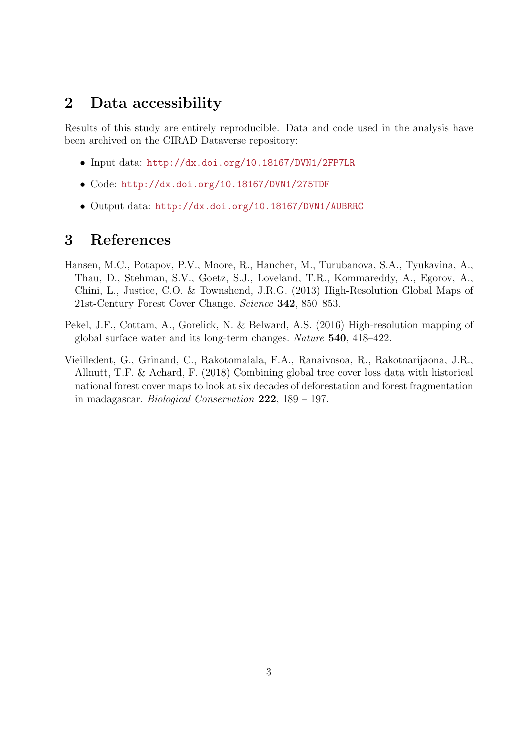## 2 Data accessibility

Results of this study are entirely reproducible. Data and code used in the analysis have been archived on the CIRAD Dataverse repository:

- Input data: http://dx.doi.org/10.18167/DVN1/2FP7LR
- Code: http://dx.doi.org/10.18167/DVN1/275TDF
- Output data: http://dx.doi.org/10.18167/DVN1/AUBRRC

## 3 References

Hansen, M.C., Potapov, P.V., Moore, R., Hancher, M., Turubanova, S.A., Tyukavina, A., Thau, D., Stehman, S.V., Goetz, S.J., Loveland, T.R., Kommareddy, A., Egorov, A., Chini, L., Justice, C.O. & Townshend, J.R.G. (2013) High-Resolution Global Maps of 21st-Century Forest Cover Change. *Science* **342**, 850–853.

Pekel, J.F., Cottam, A., Gorelick, N. & Belward, A.S. (2016) High-resolution mapping of global surface water and its long-term changes. *Nature* **540**, 418–422.

Vieilledent, G., Grinand, C., Rakotomalala, F.A., Ranaivosoa, R., Rakotoarijaona, J.R., Allnutt, T.F. & Achard, F. (2018) Combining global tree cover loss data with historical national forest cover maps to look at six decades of deforestation and forest fragmentation in madagascar. *Biological Conservation* **222**, 189 – 197.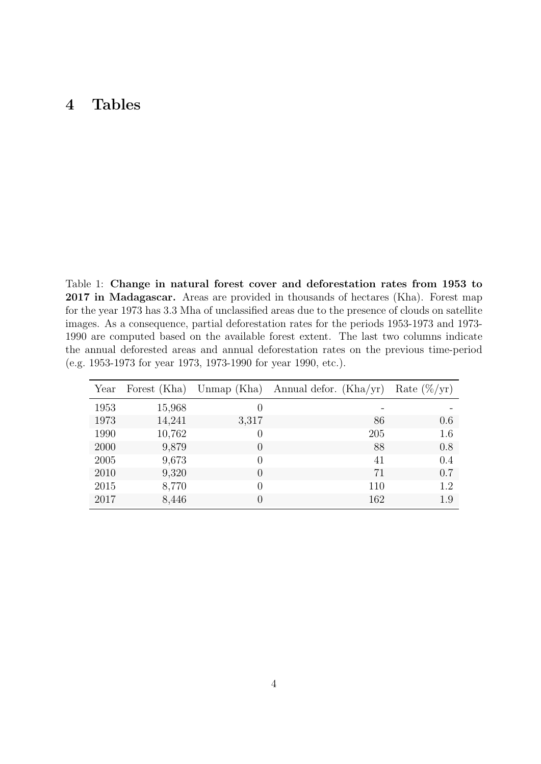# 4 Tables

Table 1: **Change in natural forest cover and deforestation rates from 1953 to 2017 in Madagascar.** Areas are provided in thousands of hectares (Kha). Forest map for the year 1973 has 3.3 Mha of unclassified areas due to the presence of clouds on satellite images. As a consequence, partial deforestation rates for the periods 1953-1973 and 1973-1990 are computed based on the available forest extent. The last two columns indicate the annual deforested areas and annual deforestation rates on the previous time-period (e.g. 1953-1973 for year 1973, 1973-1990 for year 1990, etc.).

| Year | Forest (Kha) | Unmap (Kha) | Annual defor. (Kha/yr) | Rate (%/yr) |
|---|---|---|---|---|
| 1953 | 15,968 | 0 | - | - |
| 1973 | 14,241 | 3,317 | 86 | 0.6 |
| 1990 | 10,762 | 0 | 205 | 1.6 |
| 2000 | 9,879 | 0 | 88 | 0.8 |
| 2005 | 9,673 | 0 | 41 | 0.4 |
| 2010 | 9,320 | 0 | 71 | 0.7 |
| 2015 | 8,770 | 0 | 110 | 1.2 |
| 2017 | 8,446 | 0 | 162 | 1.9 |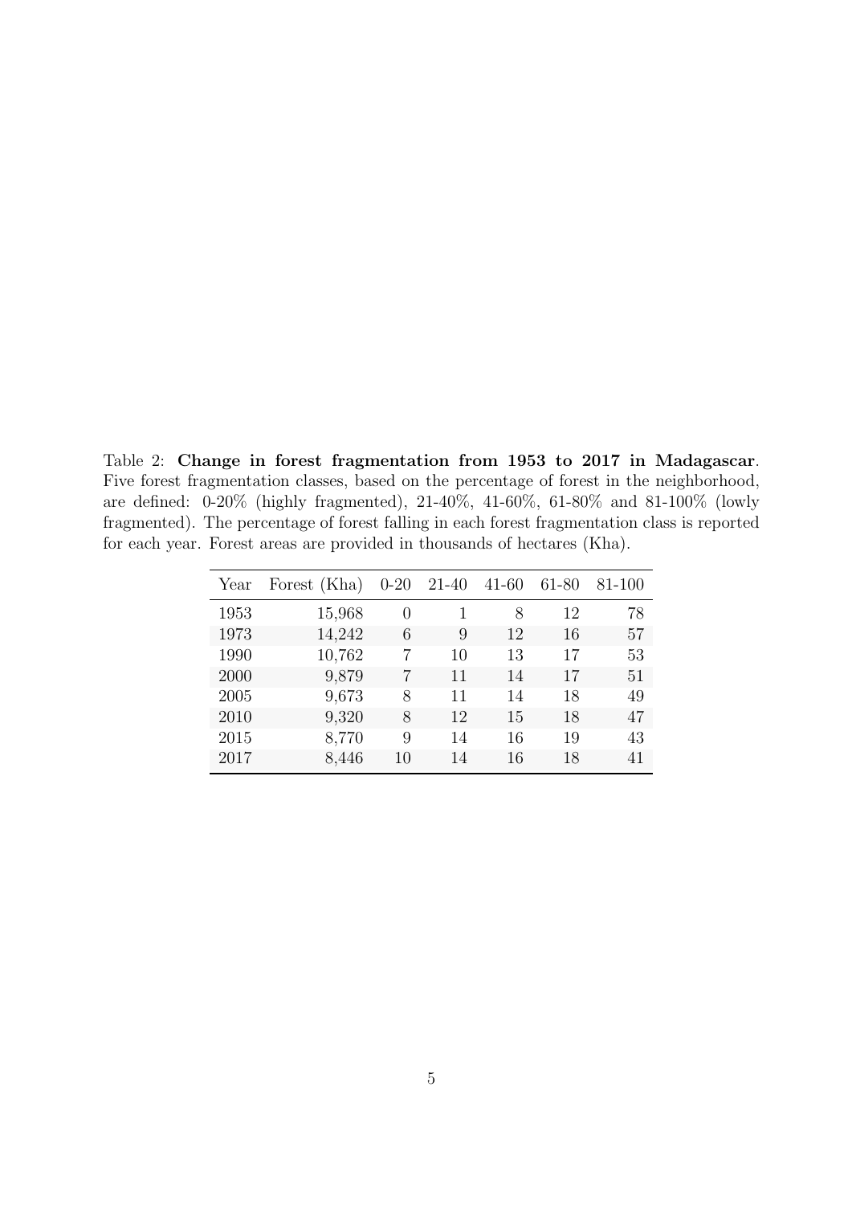Table 2: **Change in forest fragmentation from 1953 to 2017 in Madagascar**. Five forest fragmentation classes, based on the percentage of forest in the neighborhood, are defined: 0-20% (highly fragmented), 21-40%, 41-60%, 61-80% and 81-100% (lowly fragmented). The percentage of forest falling in each forest fragmentation class is reported for each year. Forest areas are provided in thousands of hectares (Kha).

| Year | Forest (Kha) | 0-20 | 21-40 | 41-60 | 61-80 | 81-100 |
|---|---|---|---|---|---|---|
| 1953 | 15,968 | 0 | 1 | 8 | 12 | 78 |
| 1973 | 14,242 | 6 | 9 | 12 | 16 | 57 |
| 1990 | 10,762 | 7 | 10 | 13 | 17 | 53 |
| 2000 | 9,879 | 7 | 11 | 14 | 17 | 51 |
| 2005 | 9,673 | 8 | 11 | 14 | 18 | 49 |
| 2010 | 9,320 | 8 | 12 | 15 | 18 | 47 |
| 2015 | 8,770 | 9 | 14 | 16 | 19 | 43 |
| 2017 | 8,446 | 10 | 14 | 16 | 18 | 41 |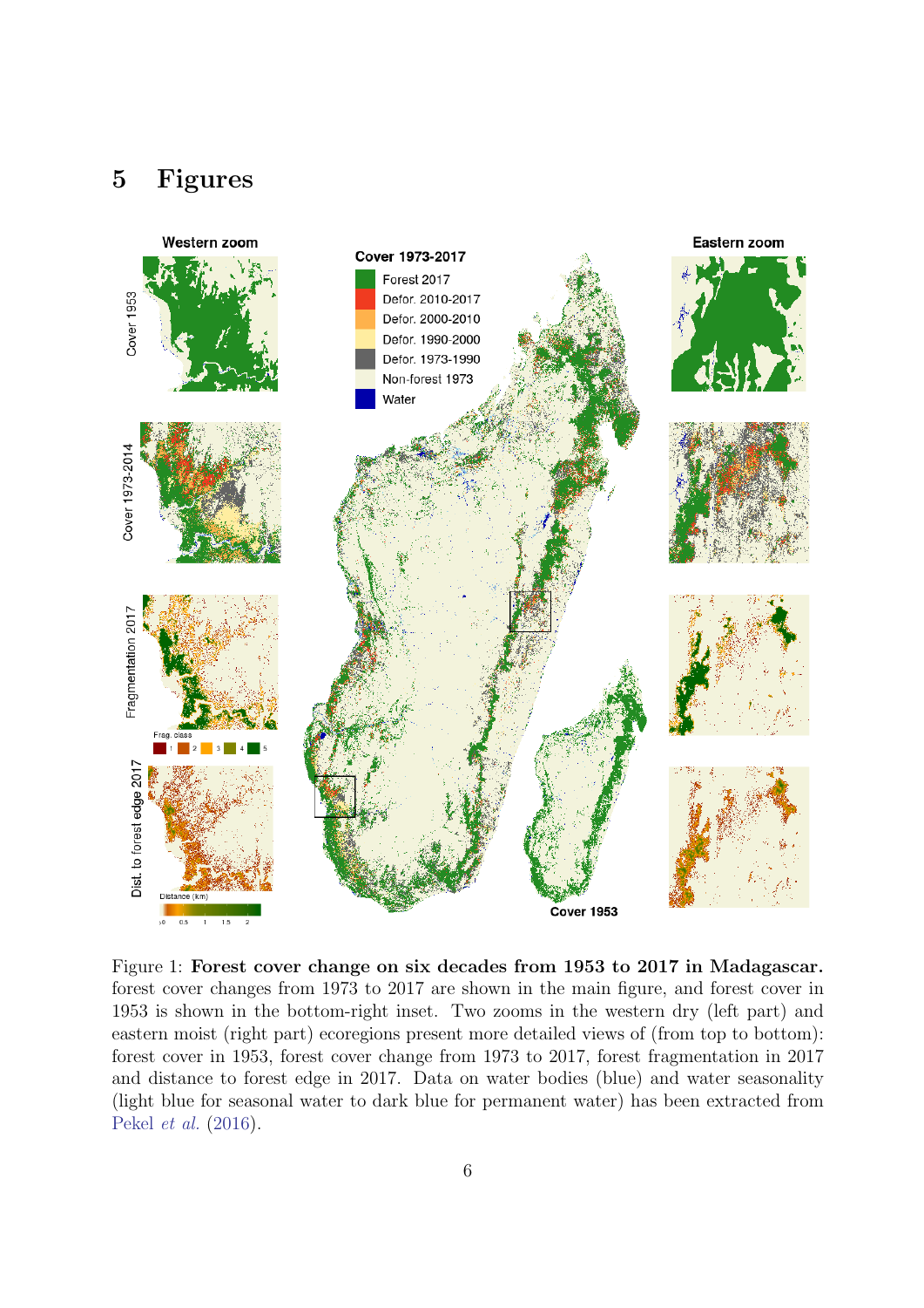# 5 Figures

Figure 1: **Forest cover change on six decades from 1953 to 2017 in Madagascar.** forest cover changes from 1973 to 2017 are shown in the main figure, and forest cover in 1953 is shown in the bottom-right inset. Two zooms in the western dry (left part) and eastern moist (right part) ecoregions present more detailed views of (from top to bottom): forest cover in 1953, forest cover change from 1973 to 2017, forest fragmentation in 2017 and distance to forest edge in 2017. Data on water bodies (blue) and water seasonality (light blue for seasonal water to dark blue for permanent water) has been extracted from Pekel *et al.* (2016).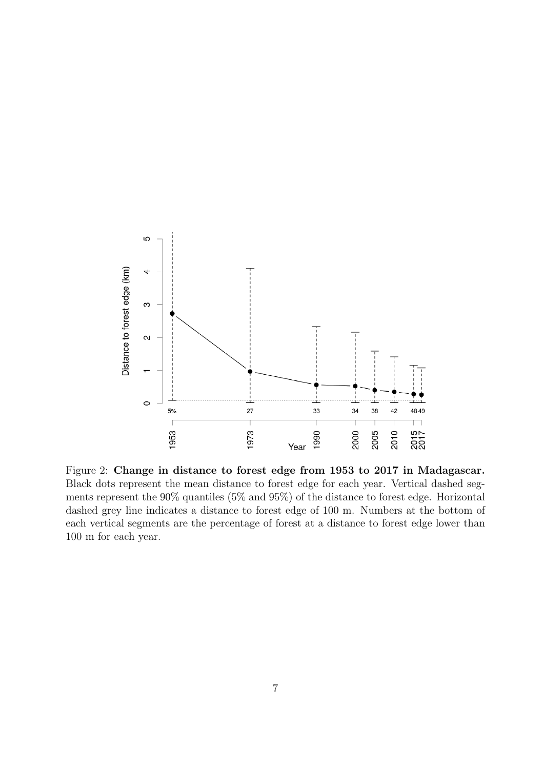Distance to forest edge (km)

0
1
2
3
4
5

5%
27
33
34
38
42
48
49

1953
1973
1990
2000
2005
2010
2015
2017

Year

Figure 2: **Change in distance to forest edge from 1953 to 2017 in Madagascar.** Black dots represent the mean distance to forest edge for each year. Vertical dashed segments represent the 90% quantiles (5% and 95%) of the distance to forest edge. Horizontal dashed grey line indicates a distance to forest edge of 100 m. Numbers at the bottom of each vertical segments are the percentage of forest at a distance to forest edge lower than 100 m for each year.